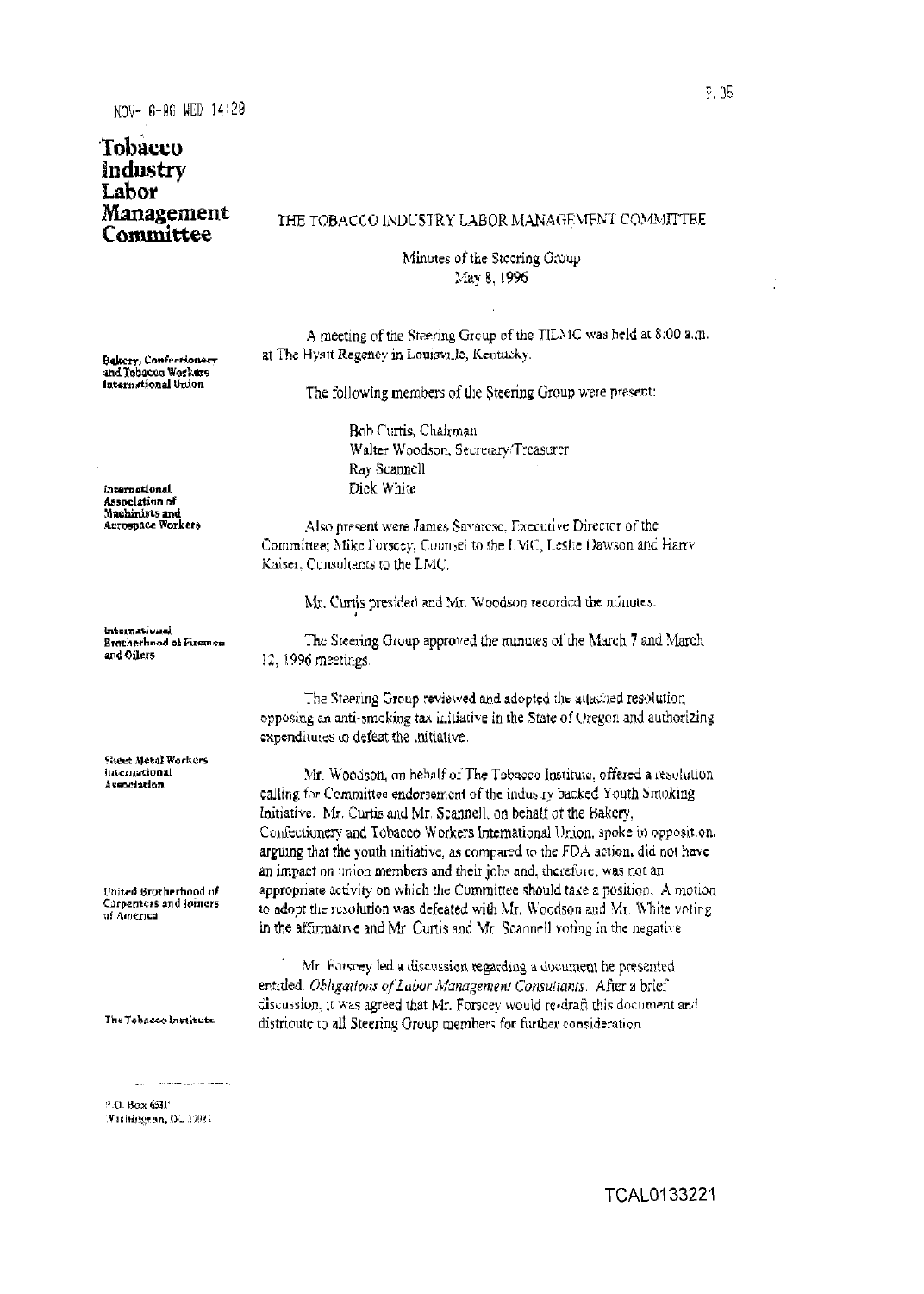# Tobacco Industry Labor Management Committee

Bakery, Confectionery and Tobacco Workers International Union

International Association of Machinists and Aerospace Workers

International Brotherhood of Firemen and Oilers

Sheet Metal Workers International Association

United Brotherhood of Carpenters and Joiners of America

The Tobacco Institute

P.O. Box 6531
Washington, DC 20035

## THE TOBACCO INDUSTRY LABOR MANAGEMENT COMMITTEE

Minutes of the Steering Group
May 8, 1996

A meeting of the Steering Group of the TILMC was held at 8:00 a.m. at The Hyatt Regency in Louisville, Kentucky.

The following members of the Steering Group were present:

Bob Curtis, Chairman
Walter Woodson, Secretary/Treasurer
Ray Scannell
Dick White

Also present were James Savarese, Executive Director of the Committee; Mike Forscey, Counsel to the LMC; Leslie Dawson and Harry Kaiser, Consultants to the LMC.

Mr. Curtis presided and Mr. Woodson recorded the minutes.

The Steering Group approved the minutes of the March 7 and March 12, 1996 meetings.

The Steering Group reviewed and adopted the attached resolution opposing an anti-smoking tax initiative in the State of Oregon and authorizing expenditures to defeat the initiative.

Mr. Woodson, on behalf of The Tobacco Institute, offered a resolution calling for Committee endorsement of the industry backed Youth Smoking Initiative. Mr. Curtis and Mr. Scannell, on behalf of the Bakery, Confectionery and Tobacco Workers International Union, spoke in opposition, arguing that the youth initiative, as compared to the FDA action, did not have an impact on union members and their jobs and, therefore, was not an appropriate activity on which the Committee should take a position. A motion to adopt the resolution was defeated with Mr. Woodson and Mr. White voting in the affirmative and Mr. Curtis and Mr. Scannell voting in the negative.

Mr. Forscey led a discussion regarding a document he presented entitled *Obligations of Labor Management Consultants*. After a brief discussion, it was agreed that Mr. Forscey would re-draft this document and distribute to all Steering Group members for further consideration.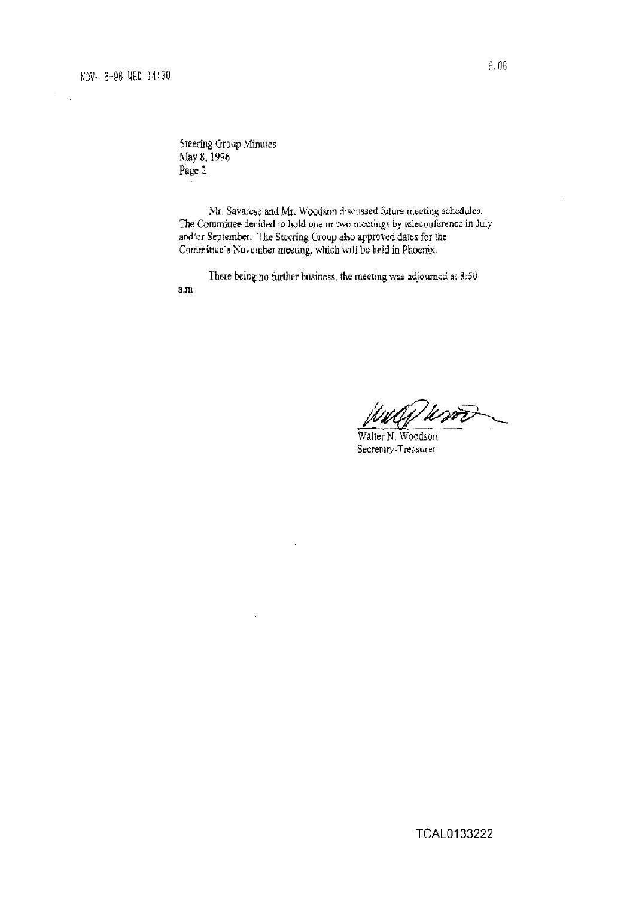Steering Group Minutes
May 8, 1996
Page 2

Mr. Savarese and Mr. Woodson discussed future meeting schedules. The Committee decided to hold one or two meetings by teleconference in July and/or September. The Steering Group also approved dates for the Committee's November meeting, which will be held in Phoenix.

There being no further business, the meeting was adjourned at 8:50 a.m.

Walter N. Woodson
Secretary-Treasurer

TCAL0133222